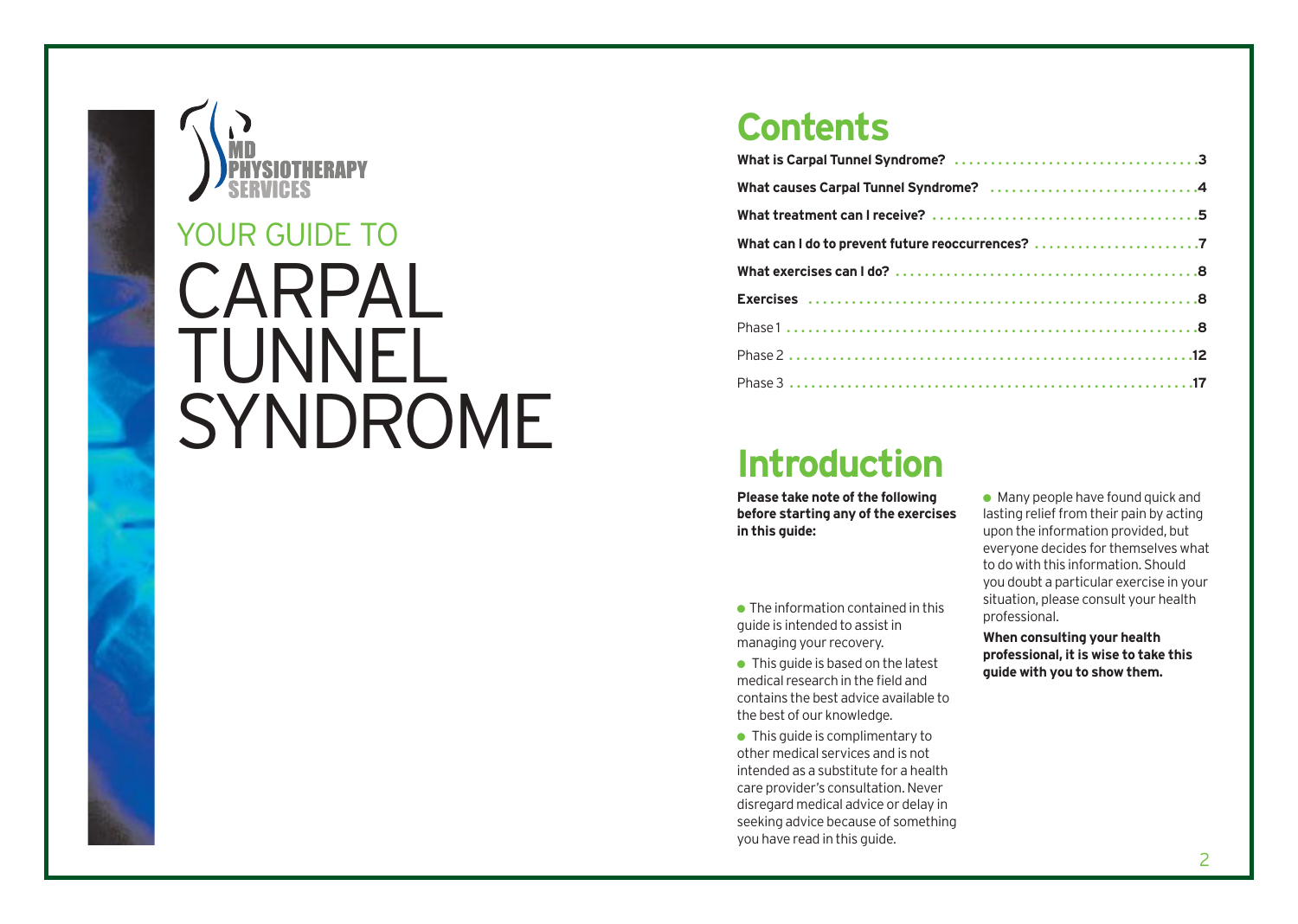MD PHYSIOTHERAPY SERVICES

YOUR GUIDE TO

# CARPAL TUNNEL SYNDROME

## Contents

| | |
|---|---|
| **What is Carpal Tunnel Syndrome?** | **3** |
| **What causes Carpal Tunnel Syndrome?** | **4** |
| **What treatment can I receive?** | **5** |
| **What can I do to prevent future reoccurrences?** | **7** |
| **What exercises can I do?** | **8** |
| **Exercises** | **8** |
| Phase 1 | **8** |
| Phase 2 | **12** |
| Phase 3 | **17** |

## Introduction

**Please take note of the following before starting any of the exercises in this guide:**

- The information contained in this guide is intended to assist in managing your recovery.
- This guide is based on the latest medical research in the field and contains the best advice available to the best of our knowledge.
- This guide is complimentary to other medical services and is not intended as a substitute for a health care provider's consultation. Never disregard medical advice or delay in seeking advice because of something you have read in this guide.
- Many people have found quick and lasting relief from their pain by acting upon the information provided, but everyone decides for themselves what to do with this information. Should you doubt a particular exercise in your situation, please consult your health professional.

**When consulting your health professional, it is wise to take this guide with you to show them.**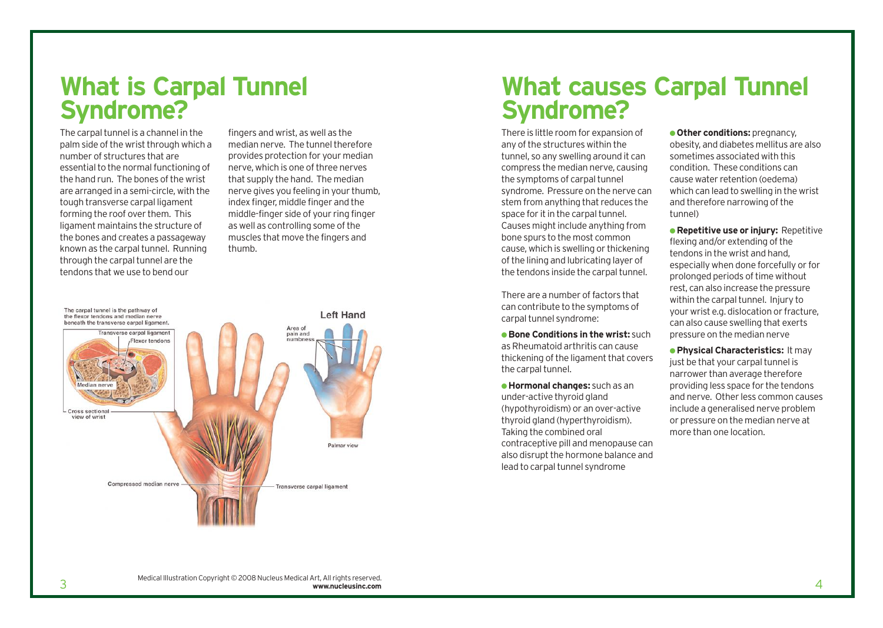# What is Carpal Tunnel Syndrome?

The carpal tunnel is a channel in the palm side of the wrist through which a number of structures that are essential to the normal functioning of the hand run. The bones of the wrist are arranged in a semi-circle, with the tough transverse carpal ligament forming the roof over them. This ligament maintains the structure of the bones and creates a passageway known as the carpal tunnel. Running through the carpal tunnel are the tendons that we use to bend our fingers and wrist, as well as the median nerve. The tunnel therefore provides protection for your median nerve, which is one of three nerves that supply the hand. The median nerve gives you feeling in your thumb, index finger, middle finger and the middle-finger side of your ring finger as well as controlling some of the muscles that move the fingers and thumb.

The carpal tunnel is the pathway of the flexor tendons and median nerve beneath the transverse carpal ligament.

Transverse carpal ligament

Flexor tendons

Median nerve

Cross sectional view of wrist

Left Hand

Area of pain and numbness

Palmar view

Compressed median nerve

Transverse carpal ligament

Medical Illustration Copyright © 2008 Nucleus Medical Art, All rights reserved.
**www.nucleusinc.com**

# What causes Carpal Tunnel Syndrome?

There is little room for expansion of any of the structures within the tunnel, so any swelling around it can compress the median nerve, causing the symptoms of carpal tunnel syndrome. Pressure on the nerve can stem from anything that reduces the space for it in the carpal tunnel. Causes might include anything from bone spurs to the most common cause, which is swelling or thickening of the lining and lubricating layer of the tendons inside the carpal tunnel.

There are a number of factors that can contribute to the symptoms of carpal tunnel syndrome:

- **Bone Conditions in the wrist:** such as Rheumatoid arthritis can cause thickening of the ligament that covers the carpal tunnel.
- **Hormonal changes:** such as an under-active thyroid gland (hypothyroidism) or an over-active thyroid gland (hyperthyroidism). Taking the combined oral contraceptive pill and menopause can also disrupt the hormone balance and lead to carpal tunnel syndrome
- **Other conditions:** pregnancy, obesity, and diabetes mellitus are also sometimes associated with this condition. These conditions can cause water retention (oedema) which can lead to swelling in the wrist and therefore narrowing of the tunnel)
- **Repetitive use or injury:** Repetitive flexing and/or extending of the tendons in the wrist and hand, especially when done forcefully or for prolonged periods of time without rest, can also increase the pressure within the carpal tunnel. Injury to your wrist e.g. dislocation or fracture, can also cause swelling that exerts pressure on the median nerve
- **Physical Characteristics:** It may just be that your carpal tunnel is narrower than average therefore providing less space for the tendons and nerve. Other less common causes include a generalised nerve problem or pressure on the median nerve at more than one location.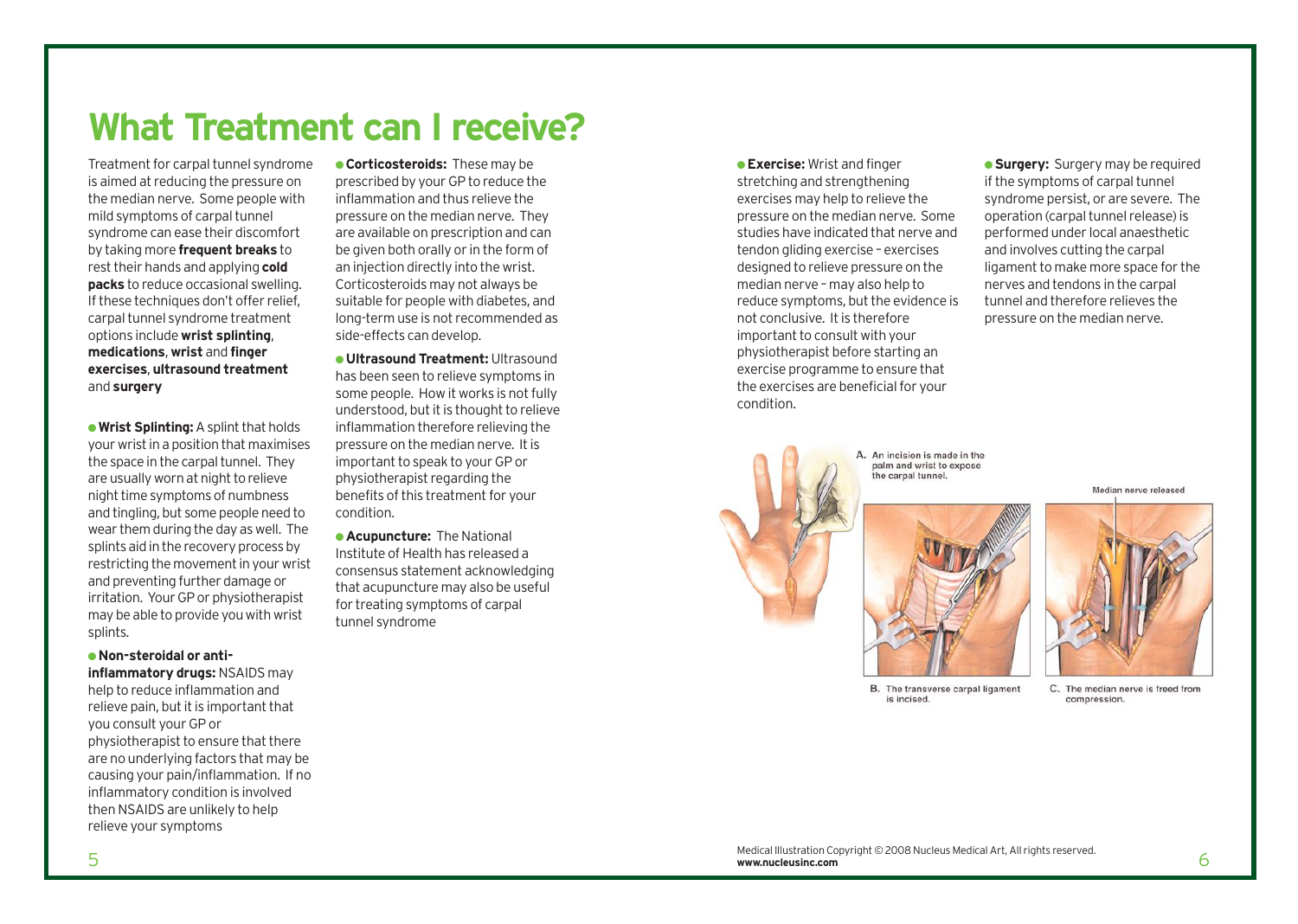# What Treatment can I receive?

Treatment for carpal tunnel syndrome is aimed at reducing the pressure on the median nerve. Some people with mild symptoms of carpal tunnel syndrome can ease their discomfort by taking more **frequent breaks** to rest their hands and applying **cold packs** to reduce occasional swelling. If these techniques don't offer relief, carpal tunnel syndrome treatment options include **wrist splinting**, **medications**, **wrist** and **finger exercises**, **ultrasound treatment** and **surgery**

- **Wrist Splinting:** A splint that holds your wrist in a position that maximises the space in the carpal tunnel. They are usually worn at night to relieve night time symptoms of numbness and tingling, but some people need to wear them during the day as well. The splints aid in the recovery process by restricting the movement in your wrist and preventing further damage or irritation. Your GP or physiotherapist may be able to provide you with wrist splints.

- **Non-steroidal or anti-inflammatory drugs:** NSAIDS may help to reduce inflammation and relieve pain, but it is important that you consult your GP or physiotherapist to ensure that there are no underlying factors that may be causing your pain/inflammation. If no inflammatory condition is involved then NSAIDS are unlikely to help relieve your symptoms

- **Corticosteroids:** These may be prescribed by your GP to reduce the inflammation and thus relieve the pressure on the median nerve. They are available on prescription and can be given both orally or in the form of an injection directly into the wrist. Corticosteroids may not always be suitable for people with diabetes, and long-term use is not recommended as side-effects can develop.

- **Ultrasound Treatment:** Ultrasound has been seen to relieve symptoms in some people. How it works is not fully understood, but it is thought to relieve inflammation therefore relieving the pressure on the median nerve. It is important to speak to your GP or physiotherapist regarding the benefits of this treatment for your condition.

- **Acupuncture:** The National Institute of Health has released a consensus statement acknowledging that acupuncture may also be useful for treating symptoms of carpal tunnel syndrome

- **Exercise:** Wrist and finger stretching and strengthening exercises may help to relieve the pressure on the median nerve. Some studies have indicated that nerve and tendon gliding exercise – exercises designed to relieve pressure on the median nerve – may also help to reduce symptoms, but the evidence is not conclusive. It is therefore important to consult with your physiotherapist before starting an exercise programme to ensure that the exercises are beneficial for your condition.

- **Surgery:** Surgery may be required if the symptoms of carpal tunnel syndrome persist, or are severe. The operation (carpal tunnel release) is performed under local anaesthetic and involves cutting the carpal ligament to make more space for the nerves and tendons in the carpal tunnel and therefore relieves the pressure on the median nerve.

A. An incision is made in the palm and wrist to expose the carpal tunnel.

B. The transverse carpal ligament is incised.

Median nerve released

C. The median nerve is freed from compression.

Medical Illustration Copyright © 2008 Nucleus Medical Art, All rights reserved.
**www.nucleusinc.com**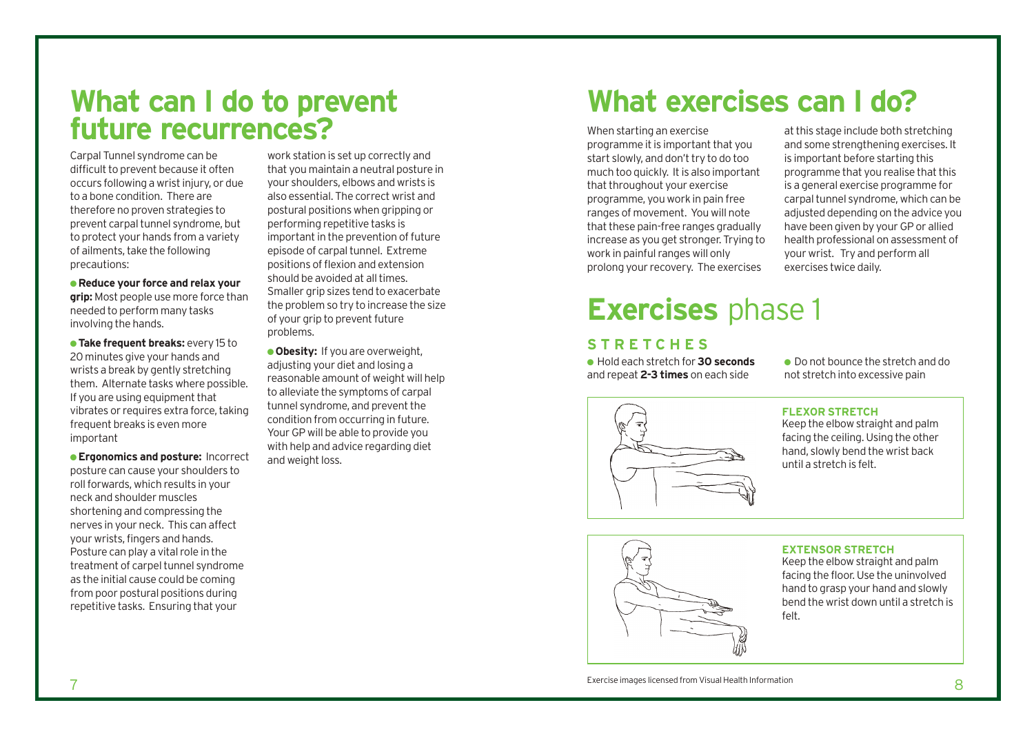# What can I do to prevent future recurrences?

Carpal Tunnel syndrome can be difficult to prevent because it often occurs following a wrist injury, or due to a bone condition. There are therefore no proven strategies to prevent carpal tunnel syndrome, but to protect your hands from a variety of ailments, take the following precautions:

- **Reduce your force and relax your grip:** Most people use more force than needed to perform many tasks involving the hands.
- **Take frequent breaks:** every 15 to 20 minutes give your hands and wrists a break by gently stretching them. Alternate tasks where possible. If you are using equipment that vibrates or requires extra force, taking frequent breaks is even more important
- **Ergonomics and posture:** Incorrect posture can cause your shoulders to roll forwards, which results in your neck and shoulder muscles shortening and compressing the nerves in your neck. This can affect your wrists, fingers and hands. Posture can play a vital role in the treatment of carpel tunnel syndrome as the initial cause could be coming from poor postural positions during repetitive tasks. Ensuring that your work station is set up correctly and that you maintain a neutral posture in your shoulders, elbows and wrists is also essential. The correct wrist and postural positions when gripping or performing repetitive tasks is important in the prevention of future episode of carpal tunnel. Extreme positions of flexion and extension should be avoided at all times. Smaller grip sizes tend to exacerbate the problem so try to increase the size of your grip to prevent future problems.
- **Obesity:** If you are overweight, adjusting your diet and losing a reasonable amount of weight will help to alleviate the symptoms of carpal tunnel syndrome, and prevent the condition from occurring in future. Your GP will be able to provide you with help and advice regarding diet and weight loss.

# What exercises can I do?

When starting an exercise programme it is important that you start slowly, and don't try to do too much too quickly. It is also important that throughout your exercise programme, you work in pain free ranges of movement. You will note that these pain-free ranges gradually increase as you get stronger. Trying to work in painful ranges will only prolong your recovery. The exercises at this stage include both stretching and some strengthening exercises. It is important before starting this programme that you realise that this is a general exercise programme for carpal tunnel syndrome, which can be adjusted depending on the advice you have been given by your GP or allied health professional on assessment of your wrist. Try and perform all exercises twice daily.

# **Exercises** phase 1

## STRETCHES

- Hold each stretch for **30 seconds** and repeat **2-3 times** on each side
- Do not bounce the stretch and do not stretch into excessive pain

### FLEXOR STRETCH

Keep the elbow straight and palm facing the ceiling. Using the other hand, slowly bend the wrist back until a stretch is felt.

### EXTENSOR STRETCH

Keep the elbow straight and palm facing the floor. Use the uninvolved hand to grasp your hand and slowly bend the wrist down until a stretch is felt.

Exercise images licensed from Visual Health Information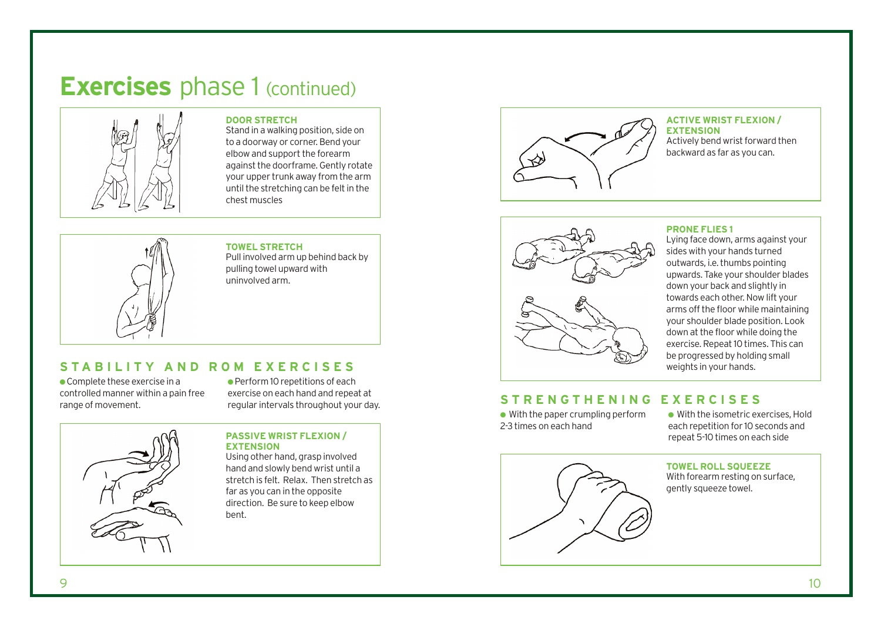# Exercises phase 1 (continued)

### DOOR STRETCH

Stand in a walking position, side on to a doorway or corner. Bend your elbow and support the forearm against the doorframe. Gently rotate your upper trunk away from the arm until the stretching can be felt in the chest muscles

### TOWEL STRETCH

Pull involved arm up behind back by pulling towel upward with uninvolved arm.

## STABILITY AND ROM EXERCISES

- Complete these exercise in a controlled manner within a pain free range of movement.
- Perform 10 repetitions of each exercise on each hand and repeat at regular intervals throughout your day.

### PASSIVE WRIST FLEXION / EXTENSION

Using other hand, grasp involved hand and slowly bend wrist until a stretch is felt. Relax. Then stretch as far as you can in the opposite direction. Be sure to keep elbow bent.

### ACTIVE WRIST FLEXION / EXTENSION

Actively bend wrist forward then backward as far as you can.

### PRONE FLIES 1

Lying face down, arms against your sides with your hands turned outwards, i.e. thumbs pointing upwards. Take your shoulder blades down your back and slightly in towards each other. Now lift your arms off the floor while maintaining your shoulder blade position. Look down at the floor while doing the exercise. Repeat 10 times. This can be progressed by holding small weights in your hands.

## STRENGTHENING EXERCISES

- With the paper crumpling perform 2-3 times on each hand
- With the isometric exercises, Hold each repetition for 10 seconds and repeat 5-10 times on each side

### TOWEL ROLL SQUEEZE

With forearm resting on surface, gently squeeze towel.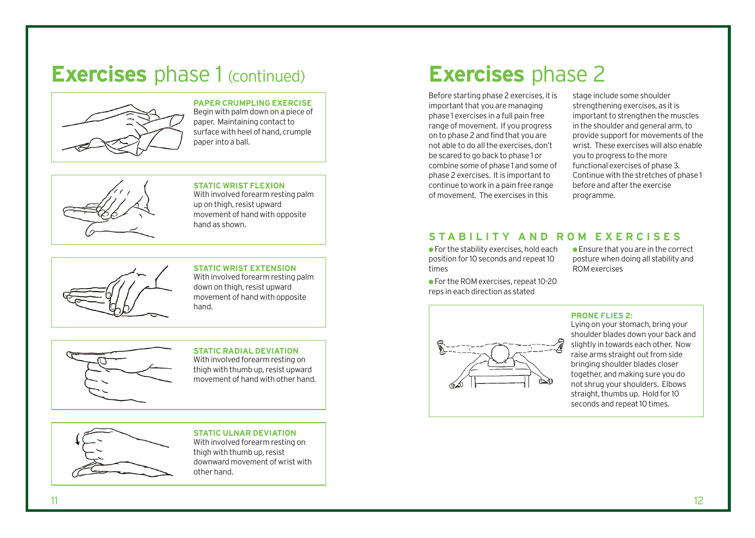# **Exercises** phase 1 (continued)

**PAPER CRUMPLING EXERCISE**
Begin with palm down on a piece of paper. Maintaining contact to surface with heel of hand, crumple paper into a ball.

**STATIC WRIST FLEXION**
With involved forearm resting palm up on thigh, resist upward movement of hand with opposite hand as shown.

**STATIC WRIST EXTENSION**
With involved forearm resting palm down on thigh, resist upward movement of hand with opposite hand.

**STATIC RADIAL DEVIATION**
With involved forearm resting on thigh with thumb up, resist upward movement of hand with other hand.

**STATIC ULNAR DEVIATION**
With involved forearm resting on thigh with thumb up, resist downward movement of wrist with other hand.

# **Exercises** phase 2

Before starting phase 2 exercises, it is important that you are managing phase 1 exercises in a full pain free range of movement. If you progress on to phase 2 and find that you are not able to do all the exercises, don't be scared to go back to phase 1 or combine some of phase 1 and some of phase 2 exercises. It is important to continue to work in a pain free range of movement. The exercises in this stage include some shoulder strengthening exercises, as it is important to strengthen the muscles in the shoulder and general arm, to provide support for movements of the wrist. These exercises will also enable you to progress to the more functional exercises of phase 3. Continue with the stretches of phase 1 before and after the exercise programme.

## STABILITY AND ROM EXERCISES

- For the stability exercises, hold each position for 10 seconds and repeat 10 times
- For the ROM exercises, repeat 10-20 reps in each direction as stated
- Ensure that you are in the correct posture when doing all stability and ROM exercises

**PRONE FLIES 2:**
Lying on your stomach, bring your shoulder blades down your back and slightly in towards each other. Now raise arms straight out from side bringing shoulder blades closer together, and making sure you do not shrug your shoulders. Elbows straight, thumbs up. Hold for 10 seconds and repeat 10 times.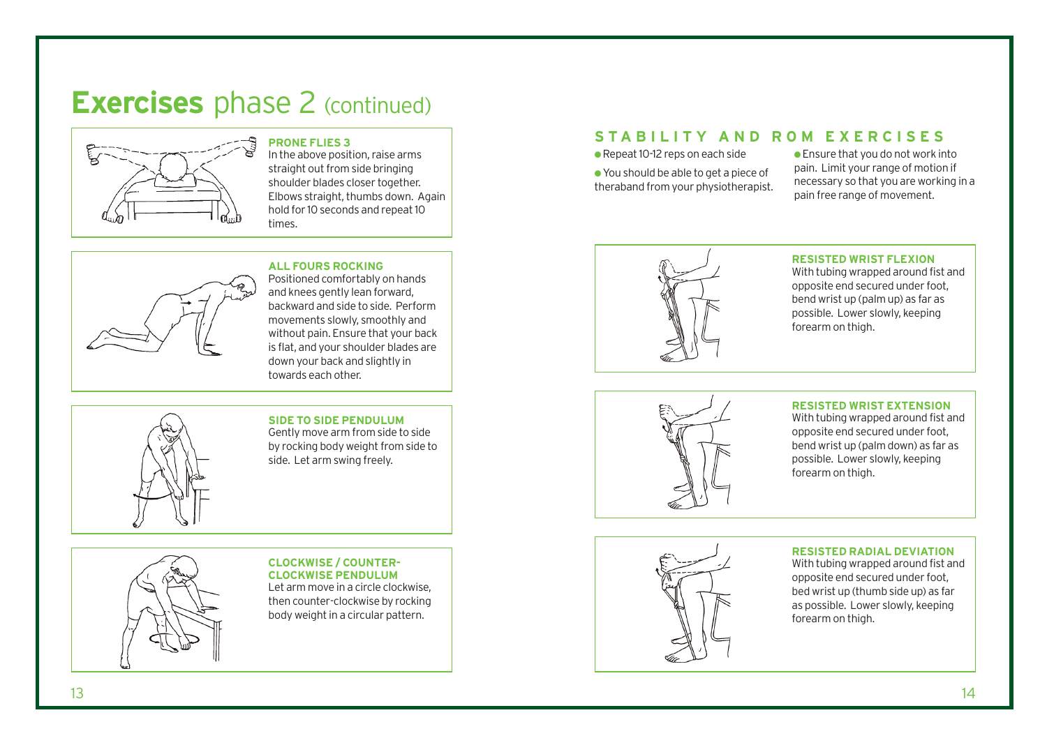# **Exercises** phase 2 (continued)

### PRONE FLIES 3

In the above position, raise arms straight out from side bringing shoulder blades closer together. Elbows straight, thumbs down. Again hold for 10 seconds and repeat 10 times.

### ALL FOURS ROCKING

Positioned comfortably on hands and knees gently lean forward, backward and side to side. Perform movements slowly, smoothly and without pain. Ensure that your back is flat, and your shoulder blades are down your back and slightly in towards each other.

### SIDE TO SIDE PENDULUM

Gently move arm from side to side by rocking body weight from side to side. Let arm swing freely.

### CLOCKWISE / COUNTER-CLOCKWISE PENDULUM

Let arm move in a circle clockwise, then counter-clockwise by rocking body weight in a circular pattern.

## STABILITY AND ROM EXERCISES

- Repeat 10-12 reps on each side
- You should be able to get a piece of theraband from your physiotherapist.
- Ensure that you do not work into pain. Limit your range of motion if necessary so that you are working in a pain free range of movement.

### RESISTED WRIST FLEXION

With tubing wrapped around fist and opposite end secured under foot, bend wrist up (palm up) as far as possible. Lower slowly, keeping forearm on thigh.

### RESISTED WRIST EXTENSION

With tubing wrapped around fist and opposite end secured under foot, bend wrist up (palm down) as far as possible. Lower slowly, keeping forearm on thigh.

### RESISTED RADIAL DEVIATION

With tubing wrapped around fist and opposite end secured under foot, bed wrist up (thumb side up) as far as possible. Lower slowly, keeping forearm on thigh.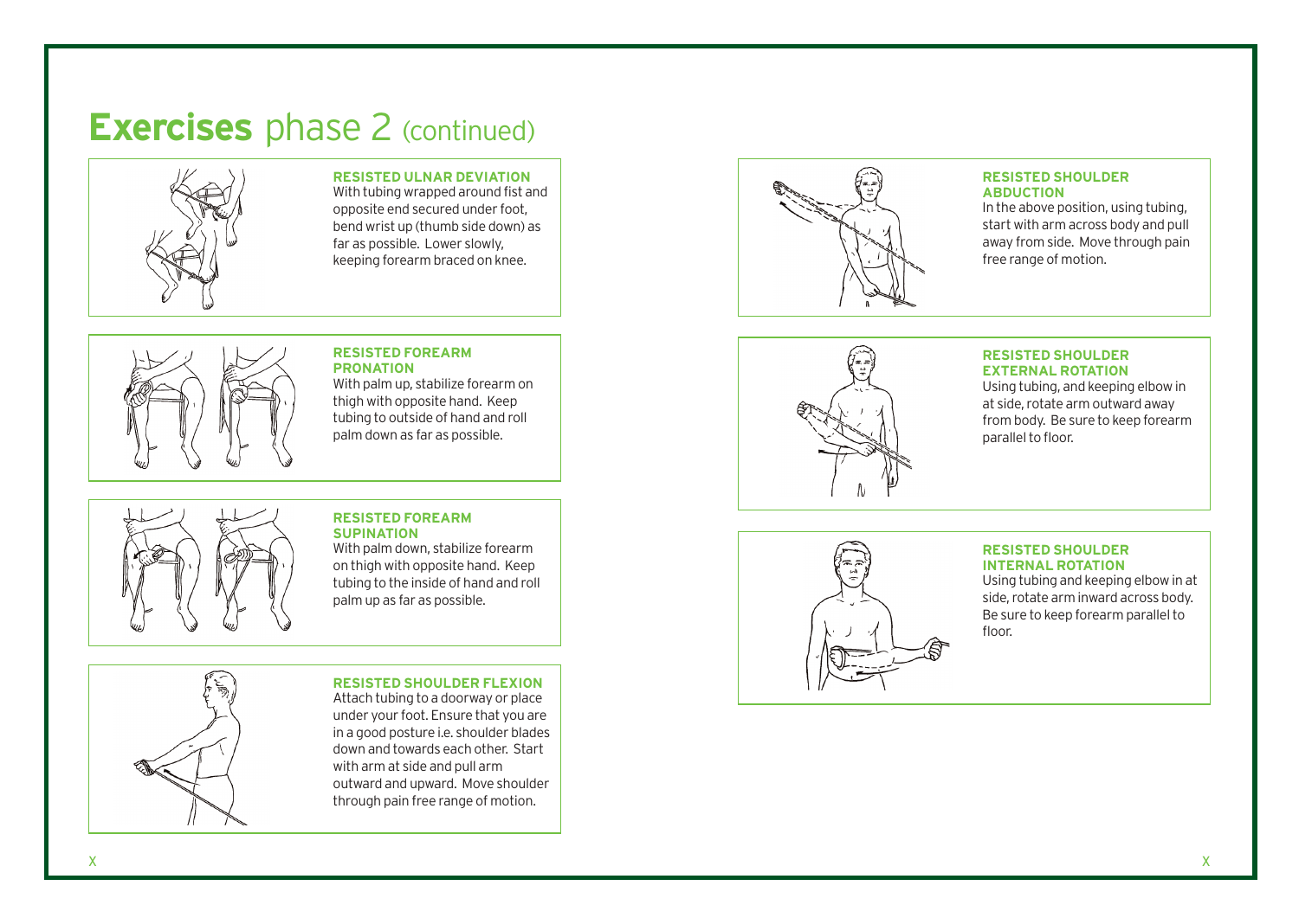# **Exercises** phase 2 (continued)

### RESISTED ULNAR DEVIATION

With tubing wrapped around fist and opposite end secured under foot, bend wrist up (thumb side down) as far as possible. Lower slowly, keeping forearm braced on knee.

### RESISTED FOREARM PRONATION

With palm up, stabilize forearm on thigh with opposite hand. Keep tubing to outside of hand and roll palm down as far as possible.

### RESISTED FOREARM SUPINATION

With palm down, stabilize forearm on thigh with opposite hand. Keep tubing to the inside of hand and roll palm up as far as possible.

### RESISTED SHOULDER FLEXION

Attach tubing to a doorway or place under your foot. Ensure that you are in a good posture i.e. shoulder blades down and towards each other. Start with arm at side and pull arm outward and upward. Move shoulder through pain free range of motion.

### RESISTED SHOULDER ABDUCTION

In the above position, using tubing, start with arm across body and pull away from side. Move through pain free range of motion.

### RESISTED SHOULDER EXTERNAL ROTATION

Using tubing, and keeping elbow in at side, rotate arm outward away from body. Be sure to keep forearm parallel to floor.

### RESISTED SHOULDER INTERNAL ROTATION

Using tubing and keeping elbow in at side, rotate arm inward across body. Be sure to keep forearm parallel to floor.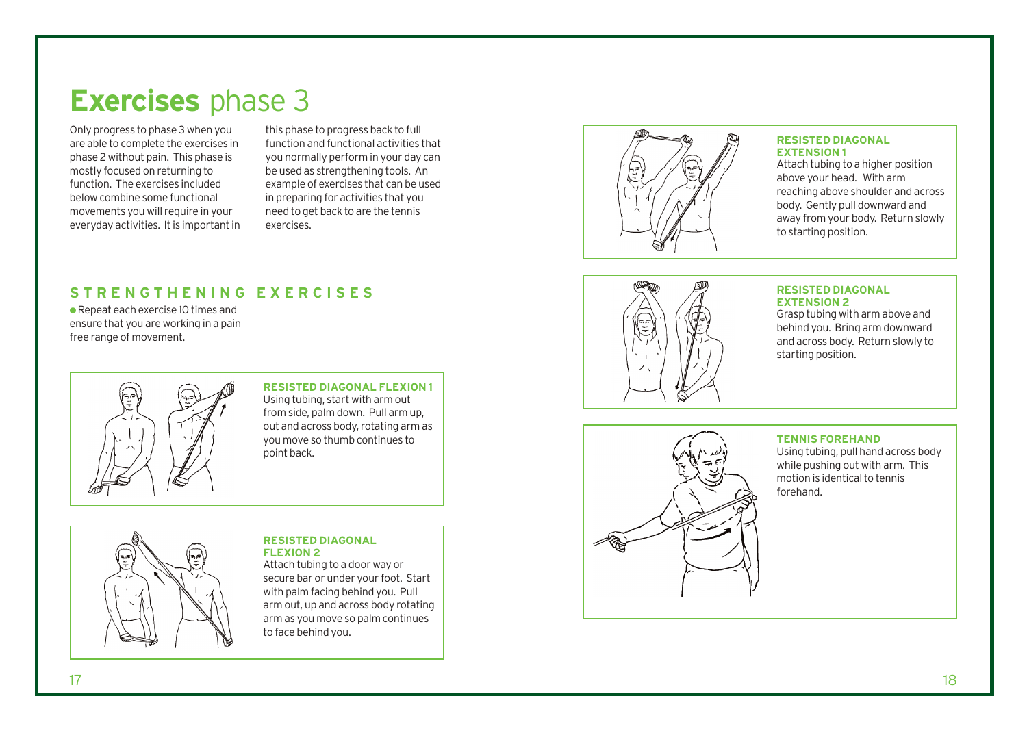# **Exercises** phase 3

Only progress to phase 3 when you are able to complete the exercises in phase 2 without pain. This phase is mostly focused on returning to function. The exercises included below combine some functional movements you will require in your everyday activities. It is important in this phase to progress back to full function and functional activities that you normally perform in your day can be used as strengthening tools. An example of exercises that can be used in preparing for activities that you need to get back to are the tennis exercises.

## STRENGTHENING EXERCISES

- Repeat each exercise 10 times and ensure that you are working in a pain free range of movement.

### RESISTED DIAGONAL FLEXION 1

Using tubing, start with arm out from side, palm down. Pull arm up, out and across body, rotating arm as you move so thumb continues to point back.

### RESISTED DIAGONAL FLEXION 2

Attach tubing to a door way or secure bar or under your foot. Start with palm facing behind you. Pull arm out, up and across body rotating arm as you move so palm continues to face behind you.

### RESISTED DIAGONAL EXTENSION 1

Attach tubing to a higher position above your head. With arm reaching above shoulder and across body. Gently pull downward and away from your body. Return slowly to starting position.

### RESISTED DIAGONAL EXTENSION 2

Grasp tubing with arm above and behind you. Bring arm downward and across body. Return slowly to starting position.

### TENNIS FOREHAND

Using tubing, pull hand across body while pushing out with arm. This motion is identical to tennis forehand.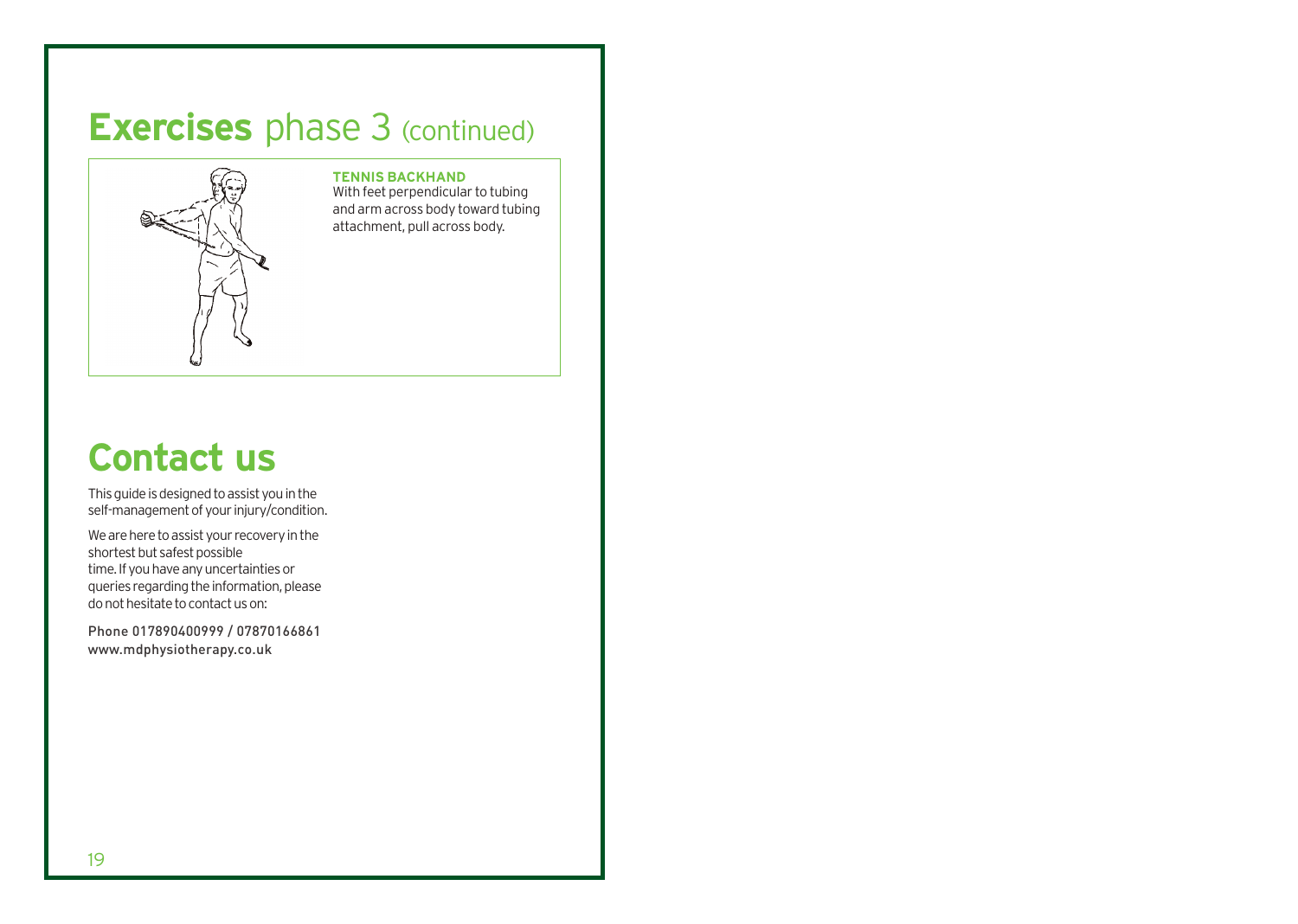# **Exercises** phase 3 (continued)

**TENNIS BACKHAND**
With feet perpendicular to tubing and arm across body toward tubing attachment, pull across body.

# Contact us

This guide is designed to assist you in the self-management of your injury/condition.

We are here to assist your recovery in the shortest but safest possible time. If you have any uncertainties or queries regarding the information, please do not hesitate to contact us on:

Phone 017890400999 / 07870166861
www.mdphysiotherapy.co.uk